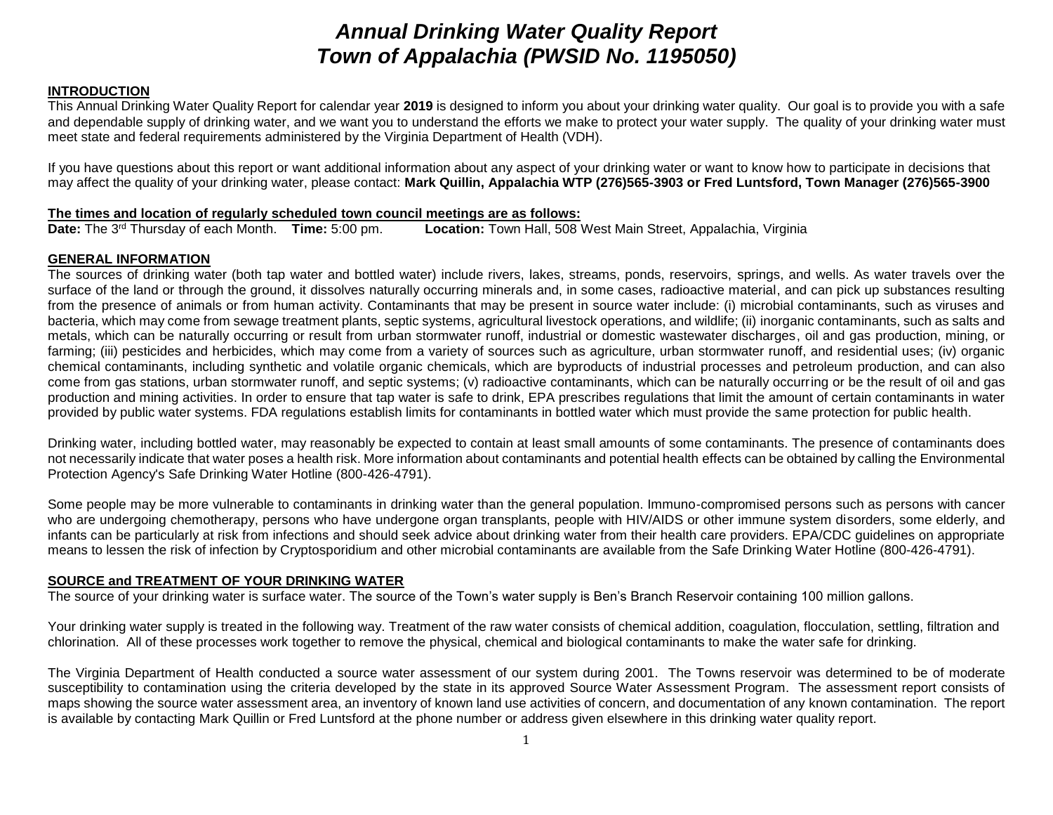# *Annual Drinking Water Quality Report*
# *Town of Appalachia (PWSID No. 1195050)*

## INTRODUCTION

This Annual Drinking Water Quality Report for calendar year **2019** is designed to inform you about your drinking water quality. Our goal is to provide you with a safe and dependable supply of drinking water, and we want you to understand the efforts we make to protect your water supply. The quality of your drinking water must meet state and federal requirements administered by the Virginia Department of Health (VDH).

If you have questions about this report or want additional information about any aspect of your drinking water or want to know how to participate in decisions that may affect the quality of your drinking water, please contact: **Mark Quillin, Appalachia WTP (276)565-3903 or Fred Luntsford, Town Manager (276)565-3900**

**The times and location of regularly scheduled town council meetings are as follows:**

**Date:** The 3rd Thursday of each Month. **Time:** 5:00 pm. **Location:** Town Hall, 508 West Main Street, Appalachia, Virginia

## GENERAL INFORMATION

The sources of drinking water (both tap water and bottled water) include rivers, lakes, streams, ponds, reservoirs, springs, and wells. As water travels over the surface of the land or through the ground, it dissolves naturally occurring minerals and, in some cases, radioactive material, and can pick up substances resulting from the presence of animals or from human activity. Contaminants that may be present in source water include: (i) microbial contaminants, such as viruses and bacteria, which may come from sewage treatment plants, septic systems, agricultural livestock operations, and wildlife; (ii) inorganic contaminants, such as salts and metals, which can be naturally occurring or result from urban stormwater runoff, industrial or domestic wastewater discharges, oil and gas production, mining, or farming; (iii) pesticides and herbicides, which may come from a variety of sources such as agriculture, urban stormwater runoff, and residential uses; (iv) organic chemical contaminants, including synthetic and volatile organic chemicals, which are byproducts of industrial processes and petroleum production, and can also come from gas stations, urban stormwater runoff, and septic systems; (v) radioactive contaminants, which can be naturally occurring or be the result of oil and gas production and mining activities. In order to ensure that tap water is safe to drink, EPA prescribes regulations that limit the amount of certain contaminants in water provided by public water systems. FDA regulations establish limits for contaminants in bottled water which must provide the same protection for public health.

Drinking water, including bottled water, may reasonably be expected to contain at least small amounts of some contaminants. The presence of contaminants does not necessarily indicate that water poses a health risk. More information about contaminants and potential health effects can be obtained by calling the Environmental Protection Agency's Safe Drinking Water Hotline (800-426-4791).

Some people may be more vulnerable to contaminants in drinking water than the general population. Immuno-compromised persons such as persons with cancer who are undergoing chemotherapy, persons who have undergone organ transplants, people with HIV/AIDS or other immune system disorders, some elderly, and infants can be particularly at risk from infections and should seek advice about drinking water from their health care providers. EPA/CDC guidelines on appropriate means to lessen the risk of infection by Cryptosporidium and other microbial contaminants are available from the Safe Drinking Water Hotline (800-426-4791).

## SOURCE and TREATMENT OF YOUR DRINKING WATER

The source of your drinking water is surface water. The source of the Town's water supply is Ben's Branch Reservoir containing 100 million gallons.

Your drinking water supply is treated in the following way. Treatment of the raw water consists of chemical addition, coagulation, flocculation, settling, filtration and chlorination. All of these processes work together to remove the physical, chemical and biological contaminants to make the water safe for drinking.

The Virginia Department of Health conducted a source water assessment of our system during 2001. The Towns reservoir was determined to be of moderate susceptibility to contamination using the criteria developed by the state in its approved Source Water Assessment Program. The assessment report consists of maps showing the source water assessment area, an inventory of known land use activities of concern, and documentation of any known contamination. The report is available by contacting Mark Quillin or Fred Luntsford at the phone number or address given elsewhere in this drinking water quality report.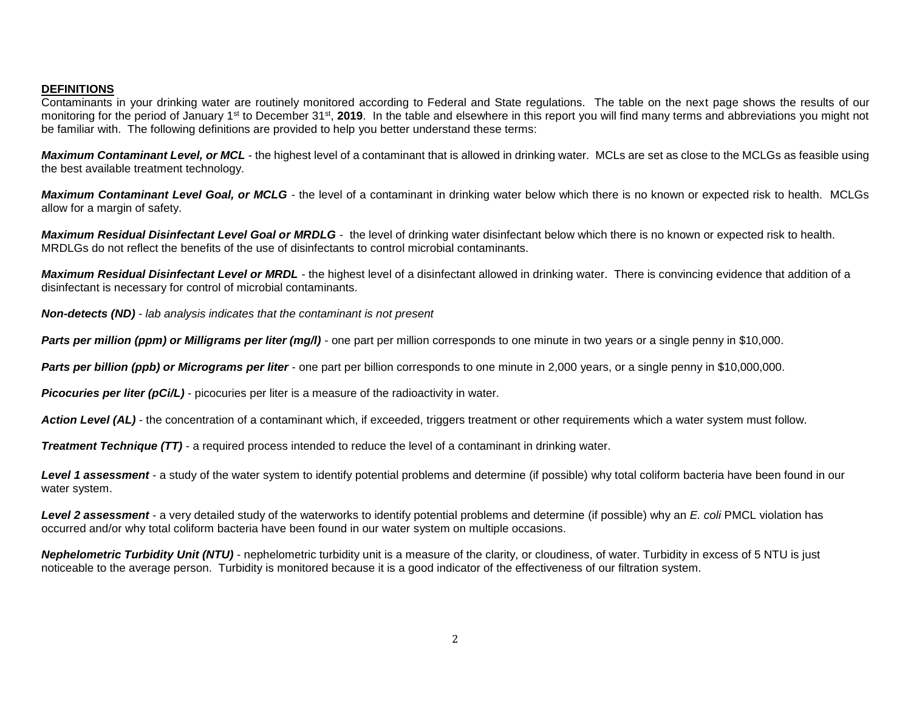## DEFINITIONS

Contaminants in your drinking water are routinely monitored according to Federal and State regulations. The table on the next page shows the results of our monitoring for the period of January 1st to December 31st, **2019**. In the table and elsewhere in this report you will find many terms and abbreviations you might not be familiar with. The following definitions are provided to help you better understand these terms:

***Maximum Contaminant Level, or MCL*** - the highest level of a contaminant that is allowed in drinking water. MCLs are set as close to the MCLGs as feasible using the best available treatment technology.

***Maximum Contaminant Level Goal, or MCLG*** - the level of a contaminant in drinking water below which there is no known or expected risk to health. MCLGs allow for a margin of safety.

***Maximum Residual Disinfectant Level Goal or MRDLG*** - the level of drinking water disinfectant below which there is no known or expected risk to health. MRDLGs do not reflect the benefits of the use of disinfectants to control microbial contaminants.

***Maximum Residual Disinfectant Level or MRDL*** - the highest level of a disinfectant allowed in drinking water. There is convincing evidence that addition of a disinfectant is necessary for control of microbial contaminants.

***Non-detects (ND)*** - *lab analysis indicates that the contaminant is not present*

***Parts per million (ppm) or Milligrams per liter (mg/l)*** - one part per million corresponds to one minute in two years or a single penny in $10,000.

***Parts per billion (ppb) or Micrograms per liter*** - one part per billion corresponds to one minute in 2,000 years, or a single penny in $10,000,000.

***Picocuries per liter (pCi/L)*** - picocuries per liter is a measure of the radioactivity in water.

***Action Level (AL)*** - the concentration of a contaminant which, if exceeded, triggers treatment or other requirements which a water system must follow.

***Treatment Technique (TT)*** - a required process intended to reduce the level of a contaminant in drinking water.

***Level 1 assessment*** - a study of the water system to identify potential problems and determine (if possible) why total coliform bacteria have been found in our water system.

***Level 2 assessment*** - a very detailed study of the waterworks to identify potential problems and determine (if possible) why an *E. coli* PMCL violation has occurred and/or why total coliform bacteria have been found in our water system on multiple occasions.

***Nephelometric Turbidity Unit (NTU)*** - nephelometric turbidity unit is a measure of the clarity, or cloudiness, of water. Turbidity in excess of 5 NTU is just noticeable to the average person. Turbidity is monitored because it is a good indicator of the effectiveness of our filtration system.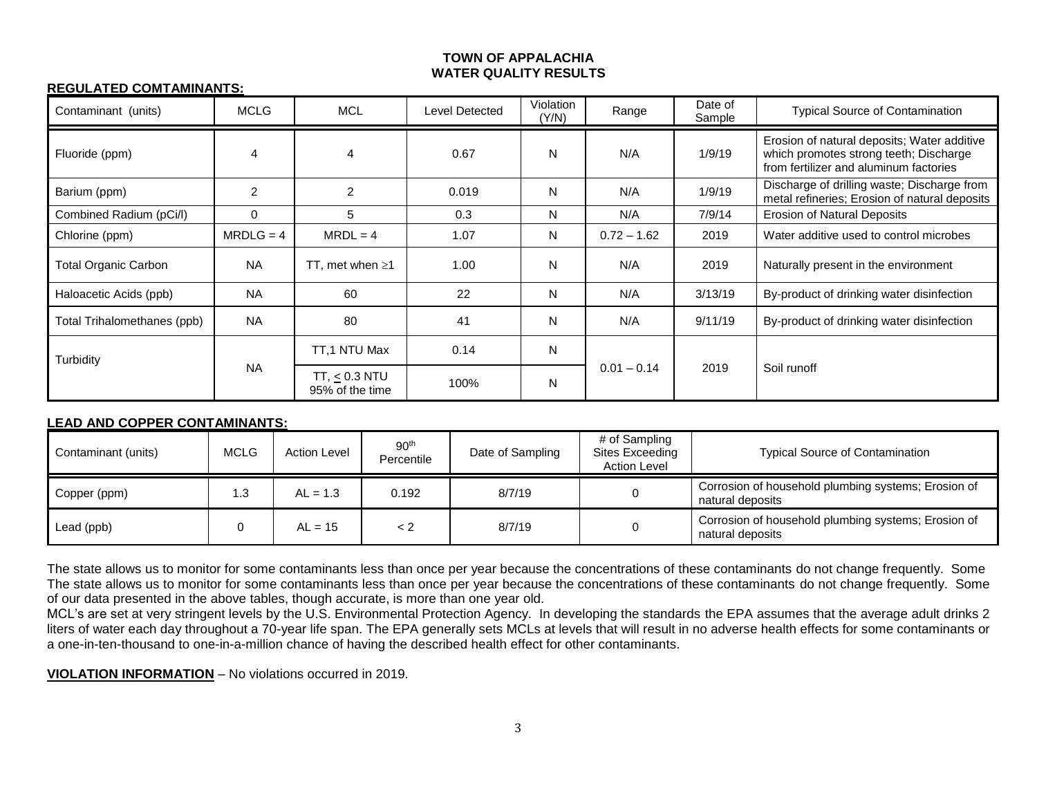**TOWN OF APPALACHIA**
**WATER QUALITY RESULTS**

**REGULATED COMTAMINANTS:**

| Contaminant (units) | MCLG | MCL | Level Detected | Violation (Y/N) | Range | Date of Sample | Typical Source of Contamination |
|---|---|---|---|---|---|---|---|
| Fluoride (ppm) | 4 | 4 | 0.67 | N | N/A | 1/9/19 | Erosion of natural deposits; Water additive which promotes strong teeth; Discharge from fertilizer and aluminum factories |
| Barium (ppm) | 2 | 2 | 0.019 | N | N/A | 1/9/19 | Discharge of drilling waste; Discharge from metal refineries; Erosion of natural deposits |
| Combined Radium (pCi/l) | 0 | 5 | 0.3 | N | N/A | 7/9/14 | Erosion of Natural Deposits |
| Chlorine (ppm) | MRDLG = 4 | MRDL = 4 | 1.07 | N | 0.72 – 1.62 | 2019 | Water additive used to control microbes |
| Total Organic Carbon | NA | TT, met when ≥1 | 1.00 | N | N/A | 2019 | Naturally present in the environment |
| Haloacetic Acids (ppb) | NA | 60 | 22 | N | N/A | 3/13/19 | By-product of drinking water disinfection |
| Total Trihalomethanes (ppb) | NA | 80 | 41 | N | N/A | 9/11/19 | By-product of drinking water disinfection |
| Turbidity | NA | TT,1 NTU Max | 0.14 | N | 0.01 – 0.14 | 2019 | Soil runoff |
| | | TT, ≤ 0.3 NTU 95% of the time | 100% | N | | | |

**LEAD AND COPPER CONTAMINANTS:**

| Contaminant (units) | MCLG | Action Level | 90th Percentile | Date of Sampling | # of Sampling Sites Exceeding Action Level | Typical Source of Contamination |
|---|---|---|---|---|---|---|
| Copper (ppm) | 1.3 | AL = 1.3 | 0.192 | 8/7/19 | 0 | Corrosion of household plumbing systems; Erosion of natural deposits |
| Lead (ppb) | 0 | AL = 15 | < 2 | 8/7/19 | 0 | Corrosion of household plumbing systems; Erosion of natural deposits |

The state allows us to monitor for some contaminants less than once per year because the concentrations of these contaminants do not change frequently. Some The state allows us to monitor for some contaminants less than once per year because the concentrations of these contaminants do not change frequently. Some of our data presented in the above tables, though accurate, is more than one year old.
MCL's are set at very stringent levels by the U.S. Environmental Protection Agency. In developing the standards the EPA assumes that the average adult drinks 2 liters of water each day throughout a 70-year life span. The EPA generally sets MCLs at levels that will result in no adverse health effects for some contaminants or a one-in-ten-thousand to one-in-a-million chance of having the described health effect for other contaminants.

**VIOLATION INFORMATION** – No violations occurred in 2019.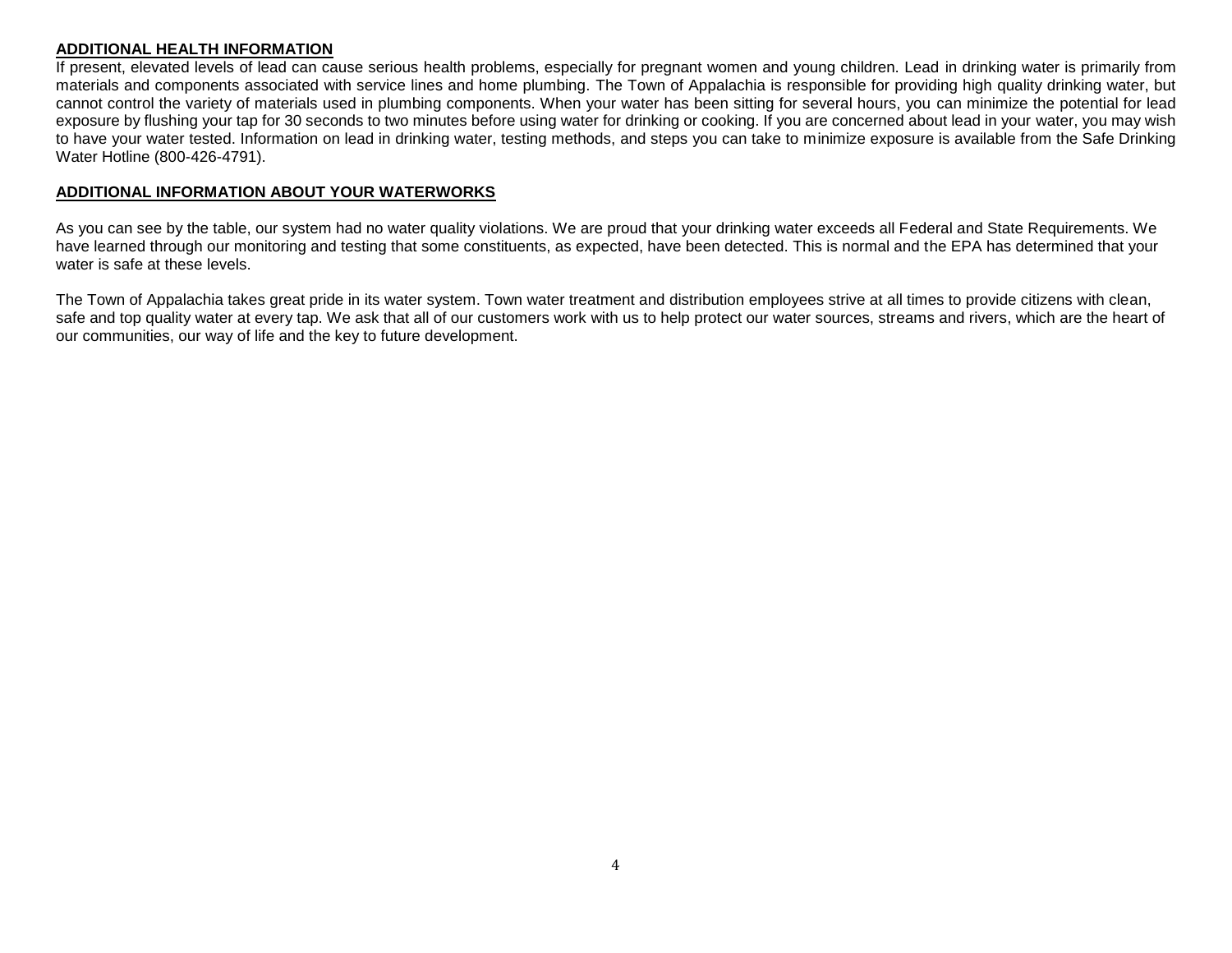## ADDITIONAL HEALTH INFORMATION

If present, elevated levels of lead can cause serious health problems, especially for pregnant women and young children. Lead in drinking water is primarily from materials and components associated with service lines and home plumbing. The Town of Appalachia is responsible for providing high quality drinking water, but cannot control the variety of materials used in plumbing components. When your water has been sitting for several hours, you can minimize the potential for lead exposure by flushing your tap for 30 seconds to two minutes before using water for drinking or cooking. If you are concerned about lead in your water, you may wish to have your water tested. Information on lead in drinking water, testing methods, and steps you can take to minimize exposure is available from the Safe Drinking Water Hotline (800-426-4791).

## ADDITIONAL INFORMATION ABOUT YOUR WATERWORKS

As you can see by the table, our system had no water quality violations. We are proud that your drinking water exceeds all Federal and State Requirements. We have learned through our monitoring and testing that some constituents, as expected, have been detected. This is normal and the EPA has determined that your water is safe at these levels.

The Town of Appalachia takes great pride in its water system. Town water treatment and distribution employees strive at all times to provide citizens with clean, safe and top quality water at every tap. We ask that all of our customers work with us to help protect our water sources, streams and rivers, which are the heart of our communities, our way of life and the key to future development.